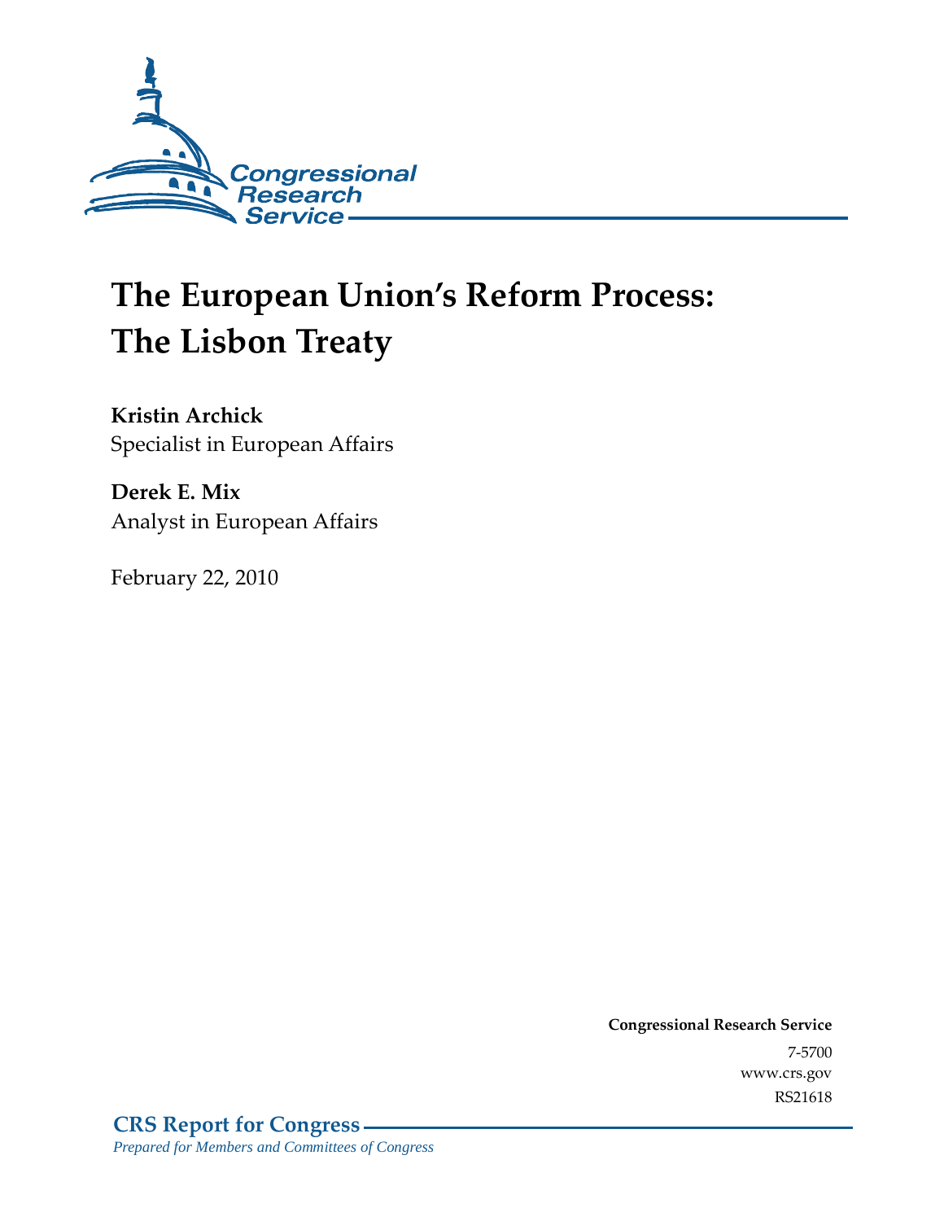Congressional Research Service

# The European Union's Reform Process: The Lisbon Treaty

**Kristin Archick**
Specialist in European Affairs

**Derek E. Mix**
Analyst in European Affairs

February 22, 2010

**Congressional Research Service**
7-5700
www.crs.gov
RS21618

**CRS Report for Congress**
*Prepared for Members and Committees of Congress*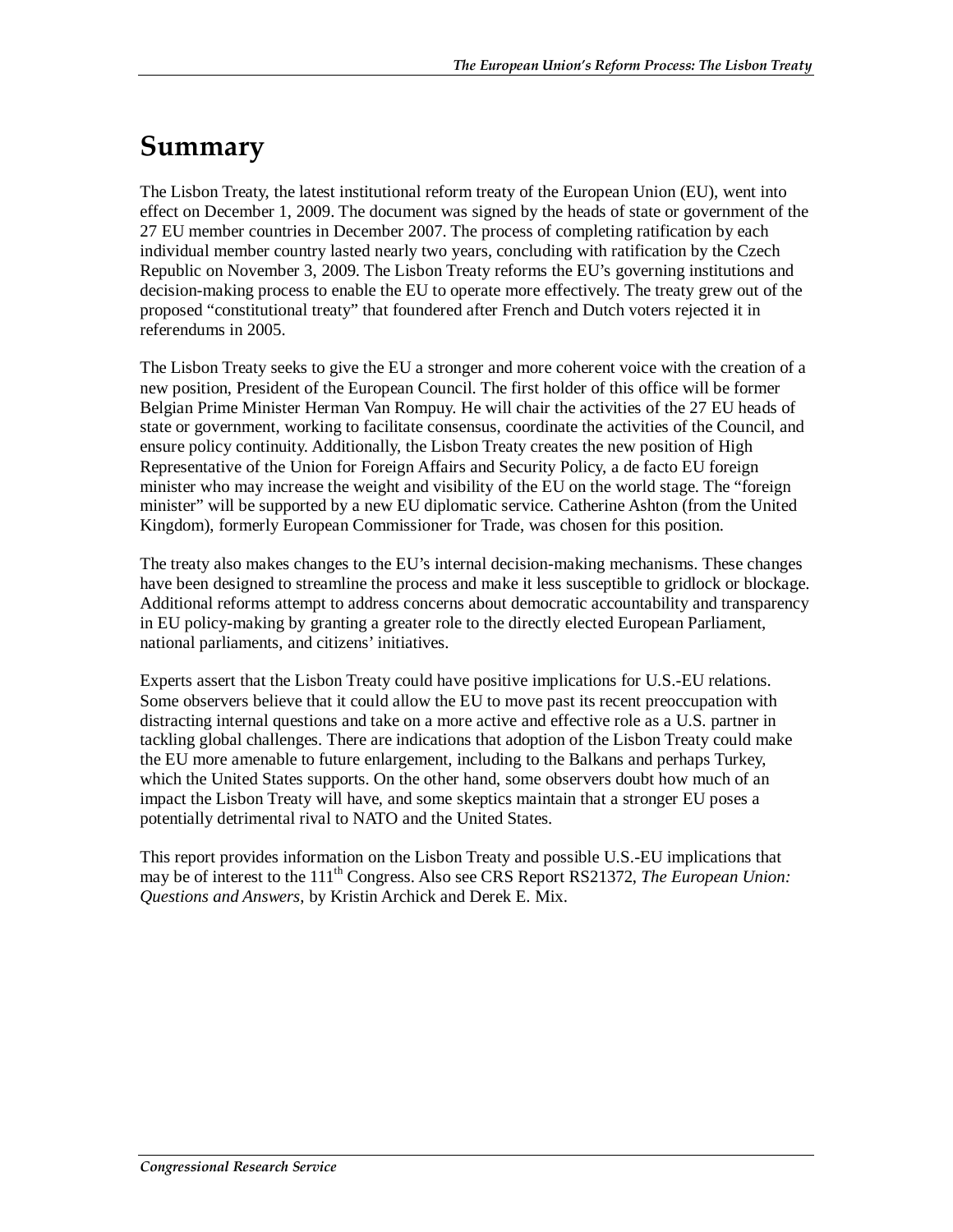# Summary

The Lisbon Treaty, the latest institutional reform treaty of the European Union (EU), went into effect on December 1, 2009. The document was signed by the heads of state or government of the 27 EU member countries in December 2007. The process of completing ratification by each individual member country lasted nearly two years, concluding with ratification by the Czech Republic on November 3, 2009. The Lisbon Treaty reforms the EU's governing institutions and decision-making process to enable the EU to operate more effectively. The treaty grew out of the proposed "constitutional treaty" that foundered after French and Dutch voters rejected it in referendums in 2005.

The Lisbon Treaty seeks to give the EU a stronger and more coherent voice with the creation of a new position, President of the European Council. The first holder of this office will be former Belgian Prime Minister Herman Van Rompuy. He will chair the activities of the 27 EU heads of state or government, working to facilitate consensus, coordinate the activities of the Council, and ensure policy continuity. Additionally, the Lisbon Treaty creates the new position of High Representative of the Union for Foreign Affairs and Security Policy, a de facto EU foreign minister who may increase the weight and visibility of the EU on the world stage. The "foreign minister" will be supported by a new EU diplomatic service. Catherine Ashton (from the United Kingdom), formerly European Commissioner for Trade, was chosen for this position.

The treaty also makes changes to the EU's internal decision-making mechanisms. These changes have been designed to streamline the process and make it less susceptible to gridlock or blockage. Additional reforms attempt to address concerns about democratic accountability and transparency in EU policy-making by granting a greater role to the directly elected European Parliament, national parliaments, and citizens' initiatives.

Experts assert that the Lisbon Treaty could have positive implications for U.S.-EU relations. Some observers believe that it could allow the EU to move past its recent preoccupation with distracting internal questions and take on a more active and effective role as a U.S. partner in tackling global challenges. There are indications that adoption of the Lisbon Treaty could make the EU more amenable to future enlargement, including to the Balkans and perhaps Turkey, which the United States supports. On the other hand, some observers doubt how much of an impact the Lisbon Treaty will have, and some skeptics maintain that a stronger EU poses a potentially detrimental rival to NATO and the United States.

This report provides information on the Lisbon Treaty and possible U.S.-EU implications that may be of interest to the 111th Congress. Also see CRS Report RS21372, *The European Union: Questions and Answers*, by Kristin Archick and Derek E. Mix.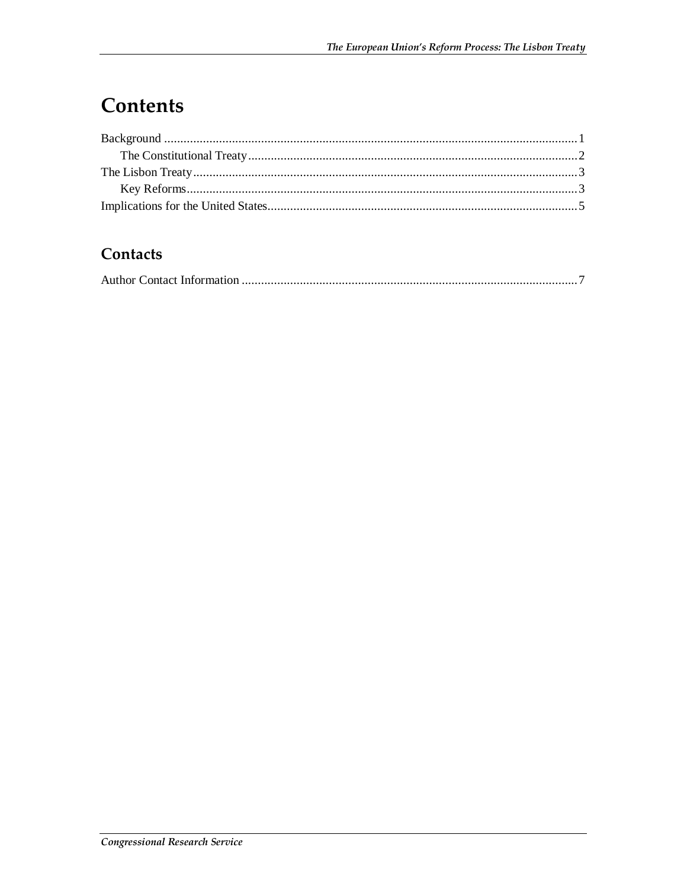# Contents

Background ... 1
  The Constitutional Treaty ... 2
The Lisbon Treaty ... 3
  Key Reforms ... 3
Implications for the United States ... 5

## Contacts

Author Contact Information ... 7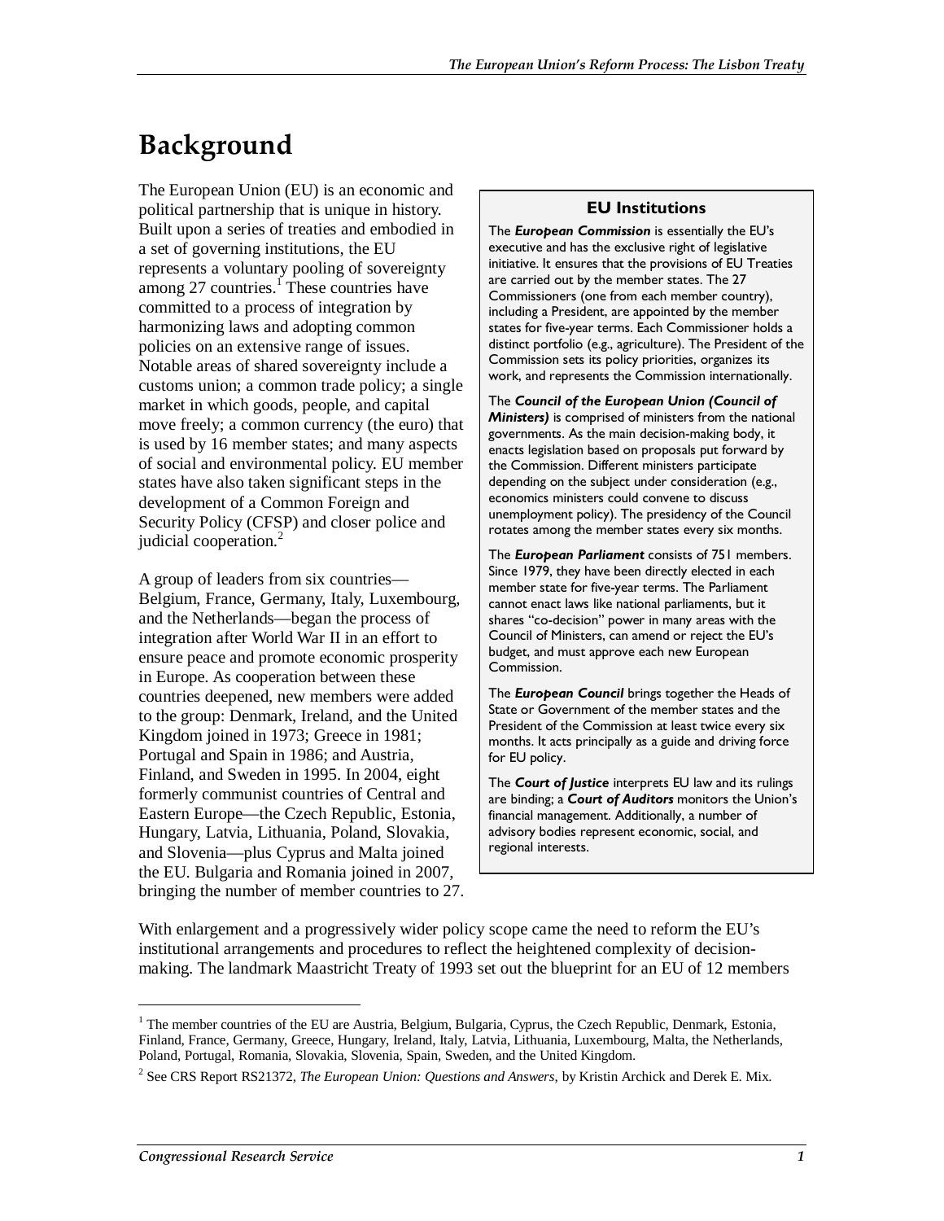# Background

The European Union (EU) is an economic and political partnership that is unique in history. Built upon a series of treaties and embodied in a set of governing institutions, the EU represents a voluntary pooling of sovereignty among 27 countries.[1] These countries have committed to a process of integration by harmonizing laws and adopting common policies on an extensive range of issues. Notable areas of shared sovereignty include a customs union; a common trade policy; a single market in which goods, people, and capital move freely; a common currency (the euro) that is used by 16 member states; and many aspects of social and environmental policy. EU member states have also taken significant steps in the development of a Common Foreign and Security Policy (CFSP) and closer police and judicial cooperation.[2]

A group of leaders from six countries—Belgium, France, Germany, Italy, Luxembourg, and the Netherlands—began the process of integration after World War II in an effort to ensure peace and promote economic prosperity in Europe. As cooperation between these countries deepened, new members were added to the group: Denmark, Ireland, and the United Kingdom joined in 1973; Greece in 1981; Portugal and Spain in 1986; and Austria, Finland, and Sweden in 1995. In 2004, eight formerly communist countries of Central and Eastern Europe—the Czech Republic, Estonia, Hungary, Latvia, Lithuania, Poland, Slovakia, and Slovenia—plus Cyprus and Malta joined the EU. Bulgaria and Romania joined in 2007, bringing the number of member countries to 27.

> **EU Institutions**
>
> The ***European Commission*** is essentially the EU's executive and has the exclusive right of legislative initiative. It ensures that the provisions of EU Treaties are carried out by the member states. The 27 Commissioners (one from each member country), including a President, are appointed by the member states for five-year terms. Each Commissioner holds a distinct portfolio (e.g., agriculture). The President of the Commission sets its policy priorities, organizes its work, and represents the Commission internationally.
>
> The ***Council of the European Union (Council of Ministers)*** is comprised of ministers from the national governments. As the main decision-making body, it enacts legislation based on proposals put forward by the Commission. Different ministers participate depending on the subject under consideration (e.g., economics ministers could convene to discuss unemployment policy). The presidency of the Council rotates among the member states every six months.
>
> The ***European Parliament*** consists of 751 members. Since 1979, they have been directly elected in each member state for five-year terms. The Parliament cannot enact laws like national parliaments, but it shares "co-decision" power in many areas with the Council of Ministers, can amend or reject the EU's budget, and must approve each new European Commission.
>
> The ***European Council*** brings together the Heads of State or Government of the member states and the President of the Commission at least twice every six months. It acts principally as a guide and driving force for EU policy.
>
> The ***Court of Justice*** interprets EU law and its rulings are binding; a ***Court of Auditors*** monitors the Union's financial management. Additionally, a number of advisory bodies represent economic, social, and regional interests.

With enlargement and a progressively wider policy scope came the need to reform the EU's institutional arrangements and procedures to reflect the heightened complexity of decision-making. The landmark Maastricht Treaty of 1993 set out the blueprint for an EU of 12 members

---

[1] The member countries of the EU are Austria, Belgium, Bulgaria, Cyprus, the Czech Republic, Denmark, Estonia, Finland, France, Germany, Greece, Hungary, Ireland, Italy, Latvia, Lithuania, Luxembourg, Malta, the Netherlands, Poland, Portugal, Romania, Slovakia, Slovenia, Spain, Sweden, and the United Kingdom.

[2] See CRS Report RS21372, *The European Union: Questions and Answers*, by Kristin Archick and Derek E. Mix.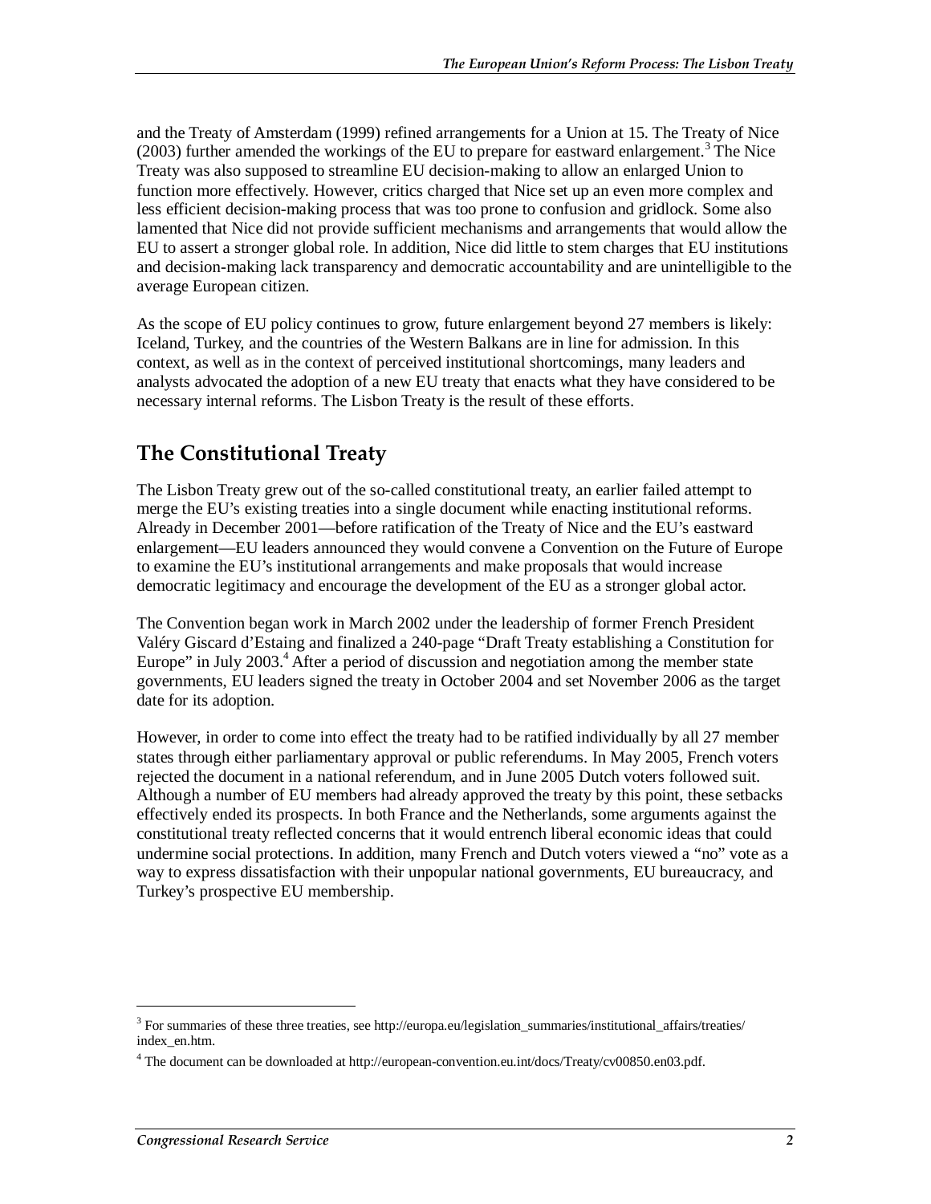and the Treaty of Amsterdam (1999) refined arrangements for a Union at 15. The Treaty of Nice (2003) further amended the workings of the EU to prepare for eastward enlargement.[3] The Nice Treaty was also supposed to streamline EU decision-making to allow an enlarged Union to function more effectively. However, critics charged that Nice set up an even more complex and less efficient decision-making process that was too prone to confusion and gridlock. Some also lamented that Nice did not provide sufficient mechanisms and arrangements that would allow the EU to assert a stronger global role. In addition, Nice did little to stem charges that EU institutions and decision-making lack transparency and democratic accountability and are unintelligible to the average European citizen.

As the scope of EU policy continues to grow, future enlargement beyond 27 members is likely: Iceland, Turkey, and the countries of the Western Balkans are in line for admission. In this context, as well as in the context of perceived institutional shortcomings, many leaders and analysts advocated the adoption of a new EU treaty that enacts what they have considered to be necessary internal reforms. The Lisbon Treaty is the result of these efforts.

## The Constitutional Treaty

The Lisbon Treaty grew out of the so-called constitutional treaty, an earlier failed attempt to merge the EU's existing treaties into a single document while enacting institutional reforms. Already in December 2001—before ratification of the Treaty of Nice and the EU's eastward enlargement—EU leaders announced they would convene a Convention on the Future of Europe to examine the EU's institutional arrangements and make proposals that would increase democratic legitimacy and encourage the development of the EU as a stronger global actor.

The Convention began work in March 2002 under the leadership of former French President Valéry Giscard d'Estaing and finalized a 240-page "Draft Treaty establishing a Constitution for Europe" in July 2003.[4] After a period of discussion and negotiation among the member state governments, EU leaders signed the treaty in October 2004 and set November 2006 as the target date for its adoption.

However, in order to come into effect the treaty had to be ratified individually by all 27 member states through either parliamentary approval or public referendums. In May 2005, French voters rejected the document in a national referendum, and in June 2005 Dutch voters followed suit. Although a number of EU members had already approved the treaty by this point, these setbacks effectively ended its prospects. In both France and the Netherlands, some arguments against the constitutional treaty reflected concerns that it would entrench liberal economic ideas that could undermine social protections. In addition, many French and Dutch voters viewed a "no" vote as a way to express dissatisfaction with their unpopular national governments, EU bureaucracy, and Turkey's prospective EU membership.

---

[3] For summaries of these three treaties, see http://europa.eu/legislation_summaries/institutional_affairs/treaties/index_en.htm.

[4] The document can be downloaded at http://european-convention.eu.int/docs/Treaty/cv00850.en03.pdf.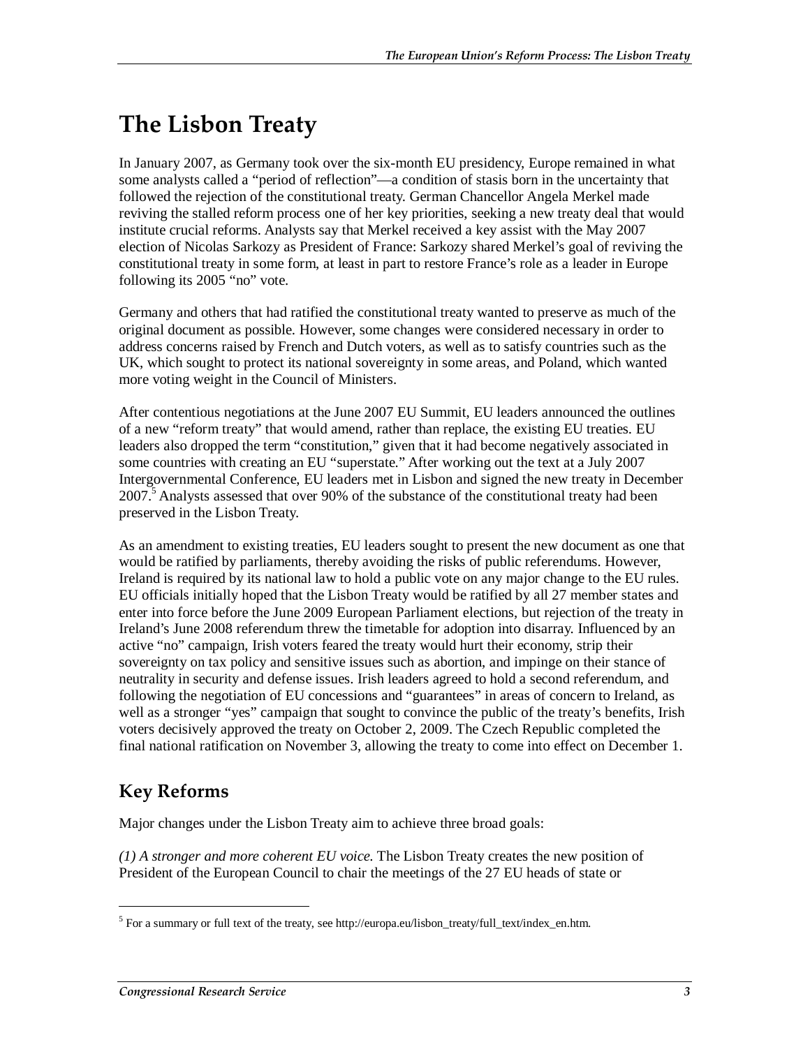# The Lisbon Treaty

In January 2007, as Germany took over the six-month EU presidency, Europe remained in what some analysts called a "period of reflection"—a condition of stasis born in the uncertainty that followed the rejection of the constitutional treaty. German Chancellor Angela Merkel made reviving the stalled reform process one of her key priorities, seeking a new treaty deal that would institute crucial reforms. Analysts say that Merkel received a key assist with the May 2007 election of Nicolas Sarkozy as President of France: Sarkozy shared Merkel's goal of reviving the constitutional treaty in some form, at least in part to restore France's role as a leader in Europe following its 2005 "no" vote.

Germany and others that had ratified the constitutional treaty wanted to preserve as much of the original document as possible. However, some changes were considered necessary in order to address concerns raised by French and Dutch voters, as well as to satisfy countries such as the UK, which sought to protect its national sovereignty in some areas, and Poland, which wanted more voting weight in the Council of Ministers.

After contentious negotiations at the June 2007 EU Summit, EU leaders announced the outlines of a new "reform treaty" that would amend, rather than replace, the existing EU treaties. EU leaders also dropped the term "constitution," given that it had become negatively associated in some countries with creating an EU "superstate." After working out the text at a July 2007 Intergovernmental Conference, EU leaders met in Lisbon and signed the new treaty in December 2007.[5] Analysts assessed that over 90% of the substance of the constitutional treaty had been preserved in the Lisbon Treaty.

As an amendment to existing treaties, EU leaders sought to present the new document as one that would be ratified by parliaments, thereby avoiding the risks of public referendums. However, Ireland is required by its national law to hold a public vote on any major change to the EU rules. EU officials initially hoped that the Lisbon Treaty would be ratified by all 27 member states and enter into force before the June 2009 European Parliament elections, but rejection of the treaty in Ireland's June 2008 referendum threw the timetable for adoption into disarray. Influenced by an active "no" campaign, Irish voters feared the treaty would hurt their economy, strip their sovereignty on tax policy and sensitive issues such as abortion, and impinge on their stance of neutrality in security and defense issues. Irish leaders agreed to hold a second referendum, and following the negotiation of EU concessions and "guarantees" in areas of concern to Ireland, as well as a stronger "yes" campaign that sought to convince the public of the treaty's benefits, Irish voters decisively approved the treaty on October 2, 2009. The Czech Republic completed the final national ratification on November 3, allowing the treaty to come into effect on December 1.

## Key Reforms

Major changes under the Lisbon Treaty aim to achieve three broad goals:

*(1) A stronger and more coherent EU voice.* The Lisbon Treaty creates the new position of President of the European Council to chair the meetings of the 27 EU heads of state or

---

[5] For a summary or full text of the treaty, see http://europa.eu/lisbon_treaty/full_text/index_en.htm.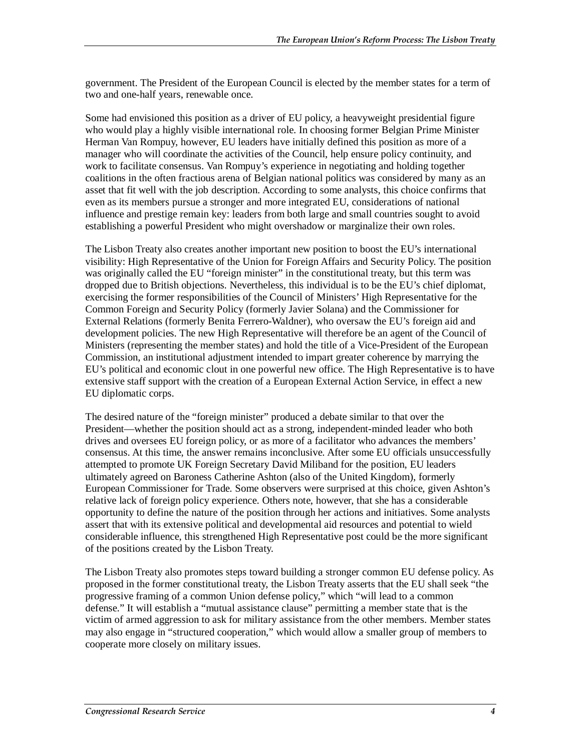government. The President of the European Council is elected by the member states for a term of two and one-half years, renewable once.

Some had envisioned this position as a driver of EU policy, a heavyweight presidential figure who would play a highly visible international role. In choosing former Belgian Prime Minister Herman Van Rompuy, however, EU leaders have initially defined this position as more of a manager who will coordinate the activities of the Council, help ensure policy continuity, and work to facilitate consensus. Van Rompuy's experience in negotiating and holding together coalitions in the often fractious arena of Belgian national politics was considered by many as an asset that fit well with the job description. According to some analysts, this choice confirms that even as its members pursue a stronger and more integrated EU, considerations of national influence and prestige remain key: leaders from both large and small countries sought to avoid establishing a powerful President who might overshadow or marginalize their own roles.

The Lisbon Treaty also creates another important new position to boost the EU's international visibility: High Representative of the Union for Foreign Affairs and Security Policy. The position was originally called the EU "foreign minister" in the constitutional treaty, but this term was dropped due to British objections. Nevertheless, this individual is to be the EU's chief diplomat, exercising the former responsibilities of the Council of Ministers' High Representative for the Common Foreign and Security Policy (formerly Javier Solana) and the Commissioner for External Relations (formerly Benita Ferrero-Waldner), who oversaw the EU's foreign aid and development policies. The new High Representative will therefore be an agent of the Council of Ministers (representing the member states) and hold the title of a Vice-President of the European Commission, an institutional adjustment intended to impart greater coherence by marrying the EU's political and economic clout in one powerful new office. The High Representative is to have extensive staff support with the creation of a European External Action Service, in effect a new EU diplomatic corps.

The desired nature of the "foreign minister" produced a debate similar to that over the President—whether the position should act as a strong, independent-minded leader who both drives and oversees EU foreign policy, or as more of a facilitator who advances the members' consensus. At this time, the answer remains inconclusive. After some EU officials unsuccessfully attempted to promote UK Foreign Secretary David Miliband for the position, EU leaders ultimately agreed on Baroness Catherine Ashton (also of the United Kingdom), formerly European Commissioner for Trade. Some observers were surprised at this choice, given Ashton's relative lack of foreign policy experience. Others note, however, that she has a considerable opportunity to define the nature of the position through her actions and initiatives. Some analysts assert that with its extensive political and developmental aid resources and potential to wield considerable influence, this strengthened High Representative post could be the more significant of the positions created by the Lisbon Treaty.

The Lisbon Treaty also promotes steps toward building a stronger common EU defense policy. As proposed in the former constitutional treaty, the Lisbon Treaty asserts that the EU shall seek "the progressive framing of a common Union defense policy," which "will lead to a common defense." It will establish a "mutual assistance clause" permitting a member state that is the victim of armed aggression to ask for military assistance from the other members. Member states may also engage in "structured cooperation," which would allow a smaller group of members to cooperate more closely on military issues.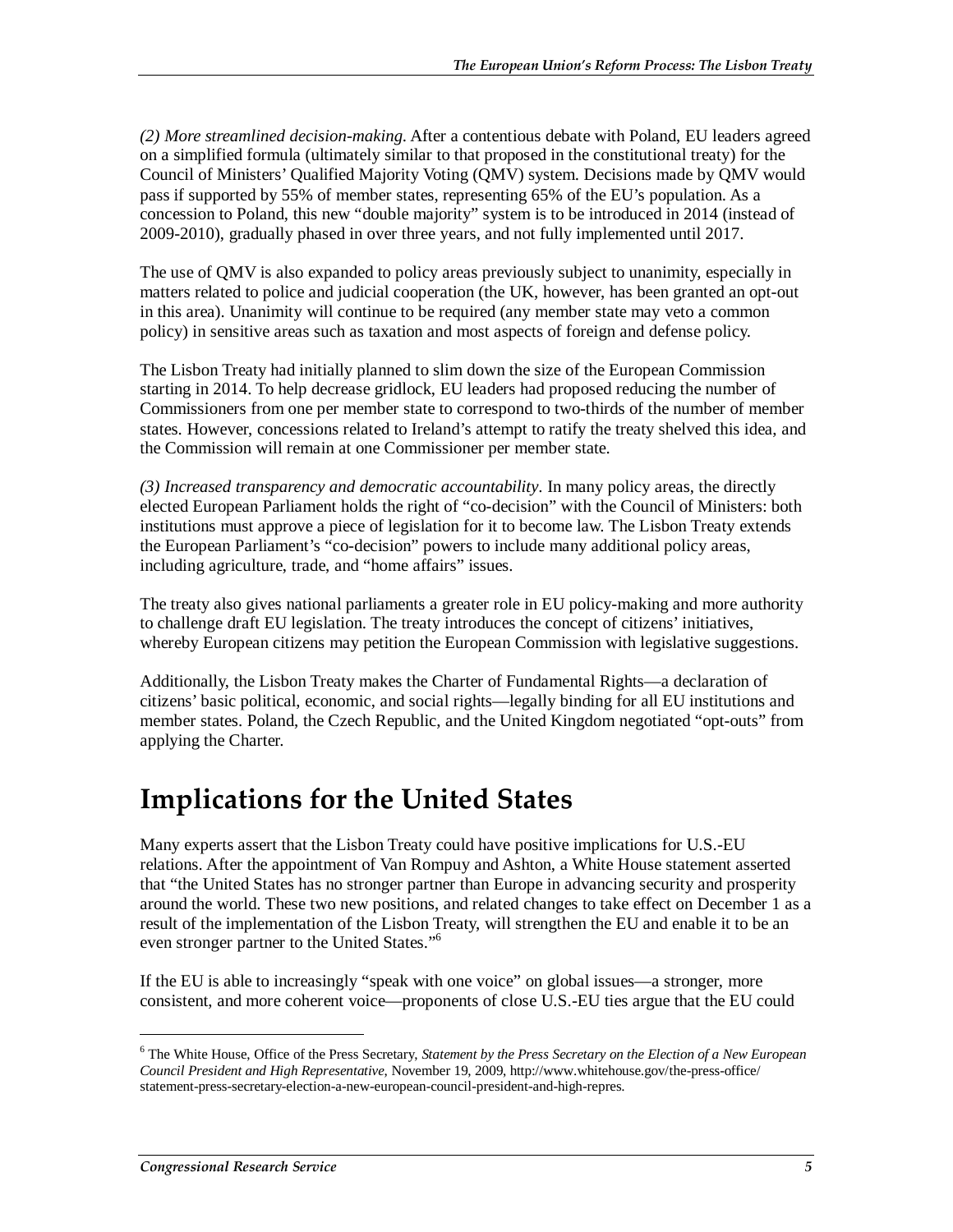*(2) More streamlined decision-making.* After a contentious debate with Poland, EU leaders agreed on a simplified formula (ultimately similar to that proposed in the constitutional treaty) for the Council of Ministers' Qualified Majority Voting (QMV) system. Decisions made by QMV would pass if supported by 55% of member states, representing 65% of the EU's population. As a concession to Poland, this new "double majority" system is to be introduced in 2014 (instead of 2009-2010), gradually phased in over three years, and not fully implemented until 2017.

The use of QMV is also expanded to policy areas previously subject to unanimity, especially in matters related to police and judicial cooperation (the UK, however, has been granted an opt-out in this area). Unanimity will continue to be required (any member state may veto a common policy) in sensitive areas such as taxation and most aspects of foreign and defense policy.

The Lisbon Treaty had initially planned to slim down the size of the European Commission starting in 2014. To help decrease gridlock, EU leaders had proposed reducing the number of Commissioners from one per member state to correspond to two-thirds of the number of member states. However, concessions related to Ireland's attempt to ratify the treaty shelved this idea, and the Commission will remain at one Commissioner per member state.

*(3) Increased transparency and democratic accountability.* In many policy areas, the directly elected European Parliament holds the right of "co-decision" with the Council of Ministers: both institutions must approve a piece of legislation for it to become law. The Lisbon Treaty extends the European Parliament's "co-decision" powers to include many additional policy areas, including agriculture, trade, and "home affairs" issues.

The treaty also gives national parliaments a greater role in EU policy-making and more authority to challenge draft EU legislation. The treaty introduces the concept of citizens' initiatives, whereby European citizens may petition the European Commission with legislative suggestions.

Additionally, the Lisbon Treaty makes the Charter of Fundamental Rights—a declaration of citizens' basic political, economic, and social rights—legally binding for all EU institutions and member states. Poland, the Czech Republic, and the United Kingdom negotiated "opt-outs" from applying the Charter.

# Implications for the United States

Many experts assert that the Lisbon Treaty could have positive implications for U.S.-EU relations. After the appointment of Van Rompuy and Ashton, a White House statement asserted that "the United States has no stronger partner than Europe in advancing security and prosperity around the world. These two new positions, and related changes to take effect on December 1 as a result of the implementation of the Lisbon Treaty, will strengthen the EU and enable it to be an even stronger partner to the United States."[6]

If the EU is able to increasingly "speak with one voice" on global issues—a stronger, more consistent, and more coherent voice—proponents of close U.S.-EU ties argue that the EU could

---

[6] The White House, Office of the Press Secretary, *Statement by the Press Secretary on the Election of a New European Council President and High Representative*, November 19, 2009, http://www.whitehouse.gov/the-press-office/statement-press-secretary-election-a-new-european-council-president-and-high-repres.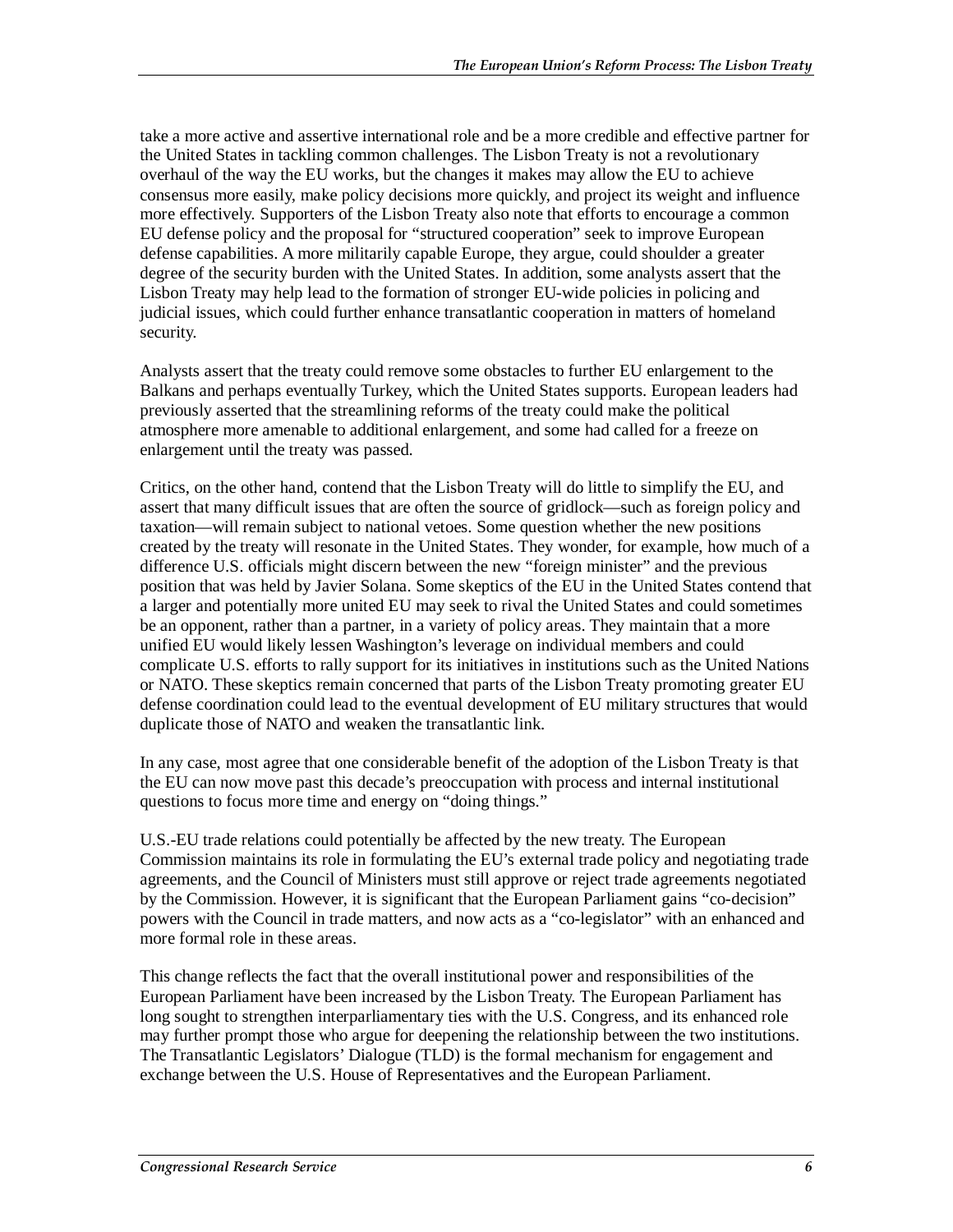take a more active and assertive international role and be a more credible and effective partner for the United States in tackling common challenges. The Lisbon Treaty is not a revolutionary overhaul of the way the EU works, but the changes it makes may allow the EU to achieve consensus more easily, make policy decisions more quickly, and project its weight and influence more effectively. Supporters of the Lisbon Treaty also note that efforts to encourage a common EU defense policy and the proposal for "structured cooperation" seek to improve European defense capabilities. A more militarily capable Europe, they argue, could shoulder a greater degree of the security burden with the United States. In addition, some analysts assert that the Lisbon Treaty may help lead to the formation of stronger EU-wide policies in policing and judicial issues, which could further enhance transatlantic cooperation in matters of homeland security.

Analysts assert that the treaty could remove some obstacles to further EU enlargement to the Balkans and perhaps eventually Turkey, which the United States supports. European leaders had previously asserted that the streamlining reforms of the treaty could make the political atmosphere more amenable to additional enlargement, and some had called for a freeze on enlargement until the treaty was passed.

Critics, on the other hand, contend that the Lisbon Treaty will do little to simplify the EU, and assert that many difficult issues that are often the source of gridlock—such as foreign policy and taxation—will remain subject to national vetoes. Some question whether the new positions created by the treaty will resonate in the United States. They wonder, for example, how much of a difference U.S. officials might discern between the new "foreign minister" and the previous position that was held by Javier Solana. Some skeptics of the EU in the United States contend that a larger and potentially more united EU may seek to rival the United States and could sometimes be an opponent, rather than a partner, in a variety of policy areas. They maintain that a more unified EU would likely lessen Washington's leverage on individual members and could complicate U.S. efforts to rally support for its initiatives in institutions such as the United Nations or NATO. These skeptics remain concerned that parts of the Lisbon Treaty promoting greater EU defense coordination could lead to the eventual development of EU military structures that would duplicate those of NATO and weaken the transatlantic link.

In any case, most agree that one considerable benefit of the adoption of the Lisbon Treaty is that the EU can now move past this decade's preoccupation with process and internal institutional questions to focus more time and energy on "doing things."

U.S.-EU trade relations could potentially be affected by the new treaty. The European Commission maintains its role in formulating the EU's external trade policy and negotiating trade agreements, and the Council of Ministers must still approve or reject trade agreements negotiated by the Commission. However, it is significant that the European Parliament gains "co-decision" powers with the Council in trade matters, and now acts as a "co-legislator" with an enhanced and more formal role in these areas.

This change reflects the fact that the overall institutional power and responsibilities of the European Parliament have been increased by the Lisbon Treaty. The European Parliament has long sought to strengthen interparliamentary ties with the U.S. Congress, and its enhanced role may further prompt those who argue for deepening the relationship between the two institutions. The Transatlantic Legislators' Dialogue (TLD) is the formal mechanism for engagement and exchange between the U.S. House of Representatives and the European Parliament.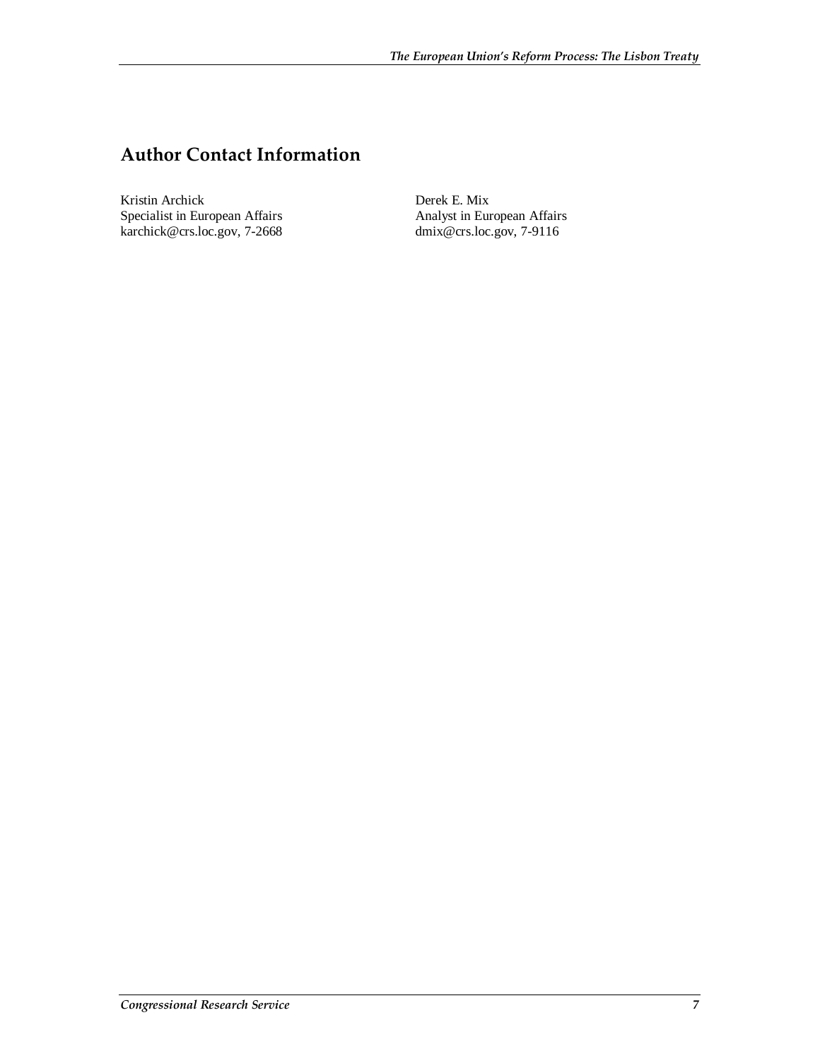## Author Contact Information

Kristin Archick
Specialist in European Affairs
karchick@crs.loc.gov, 7-2668

Derek E. Mix
Analyst in European Affairs
dmix@crs.loc.gov, 7-9116